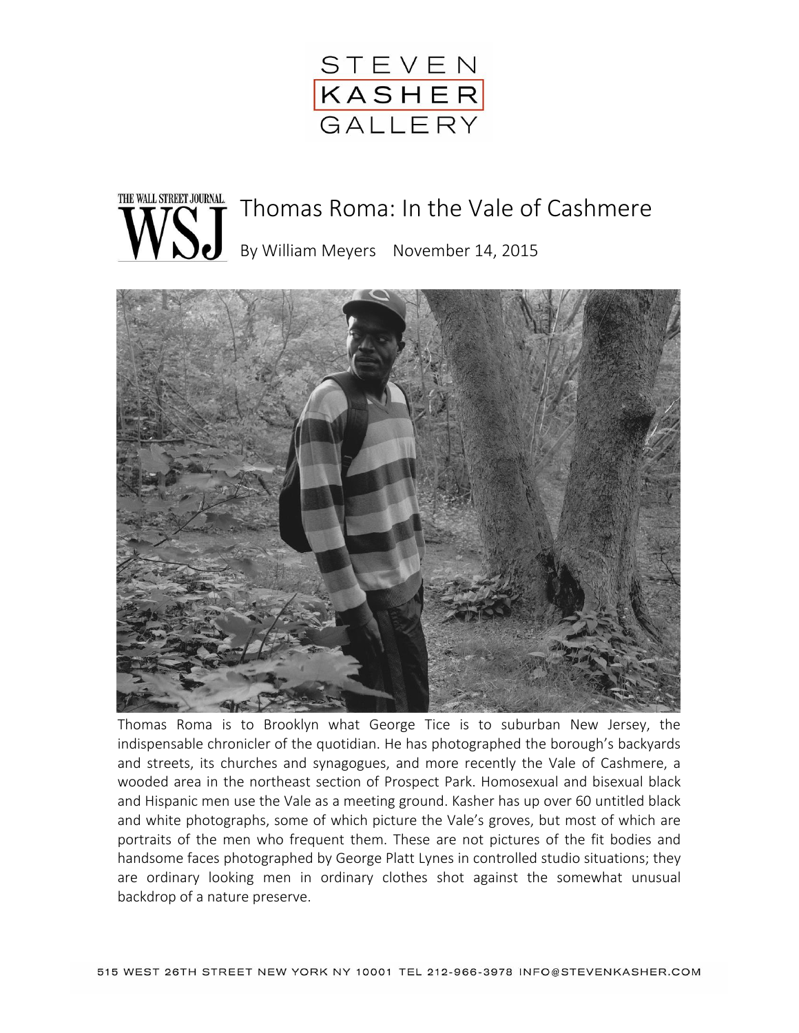STEVEN KASHER GALLERY

THE WALL STREET JOURNAL.

# Thomas Roma: In the Vale of Cashmere

By William Meyers November 14, 2015

Thomas Roma is to Brooklyn what George Tice is to suburban New Jersey, the indispensable chronicler of the quotidian. He has photographed the borough's backyards and streets, its churches and synagogues, and more recently the Vale of Cashmere, a wooded area in the northeast section of Prospect Park. Homosexual and bisexual black and Hispanic men use the Vale as a meeting ground. Kasher has up over 60 untitled black and white photographs, some of which picture the Vale's groves, but most of which are portraits of the men who frequent them. These are not pictures of the fit bodies and handsome faces photographed by George Platt Lynes in controlled studio situations; they are ordinary looking men in ordinary clothes shot against the somewhat unusual backdrop of a nature preserve.

515 WEST 26TH STREET NEW YORK NY 10001 TEL 212-966-3978 INFO@STEVENKASHER.COM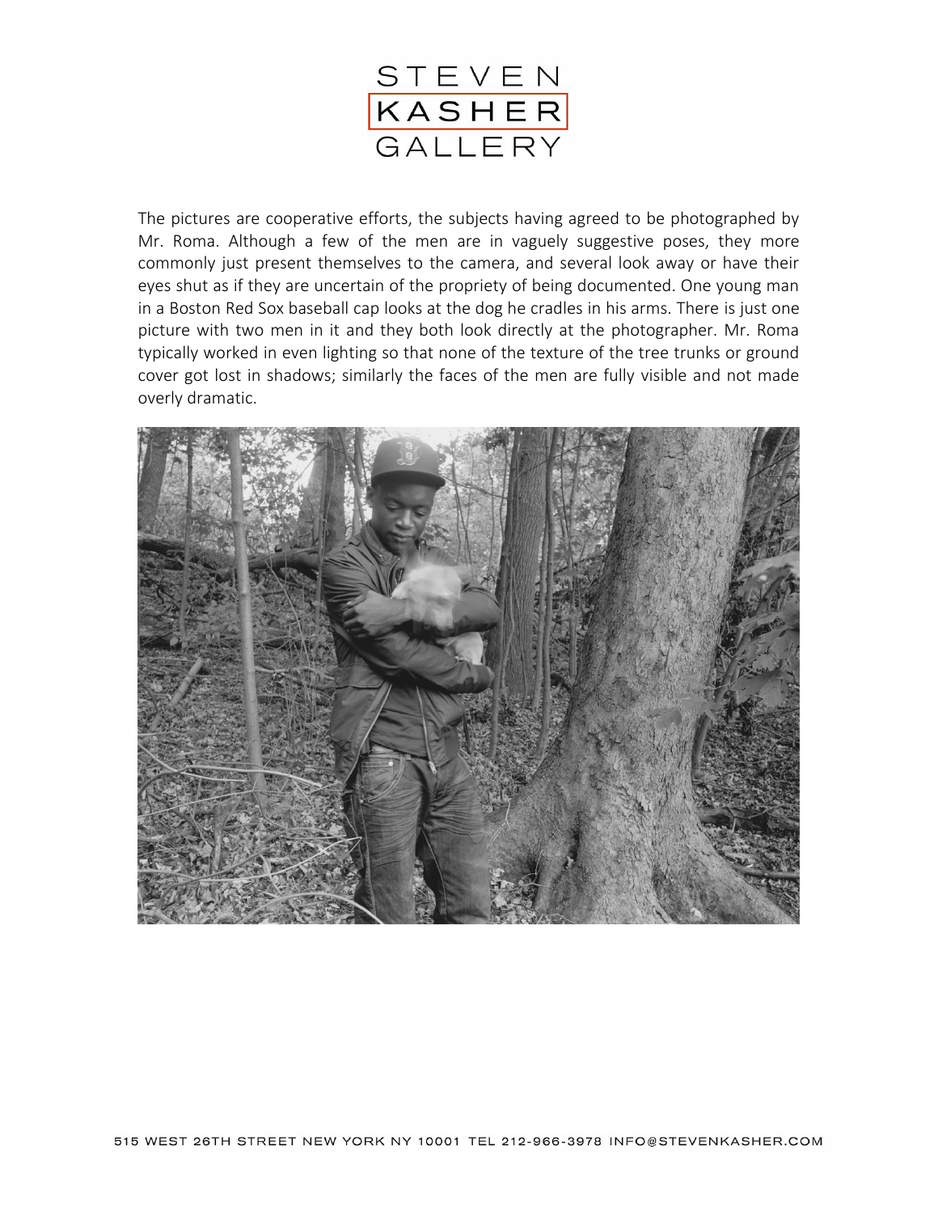The pictures are cooperative efforts, the subjects having agreed to be photographed by Mr. Roma. Although a few of the men are in vaguely suggestive poses, they more commonly just present themselves to the camera, and several look away or have their eyes shut as if they are uncertain of the propriety of being documented. One young man in a Boston Red Sox baseball cap looks at the dog he cradles in his arms. There is just one picture with two men in it and they both look directly at the photographer. Mr. Roma typically worked in even lighting so that none of the texture of the tree trunks or ground cover got lost in shadows; similarly the faces of the men are fully visible and not made overly dramatic.